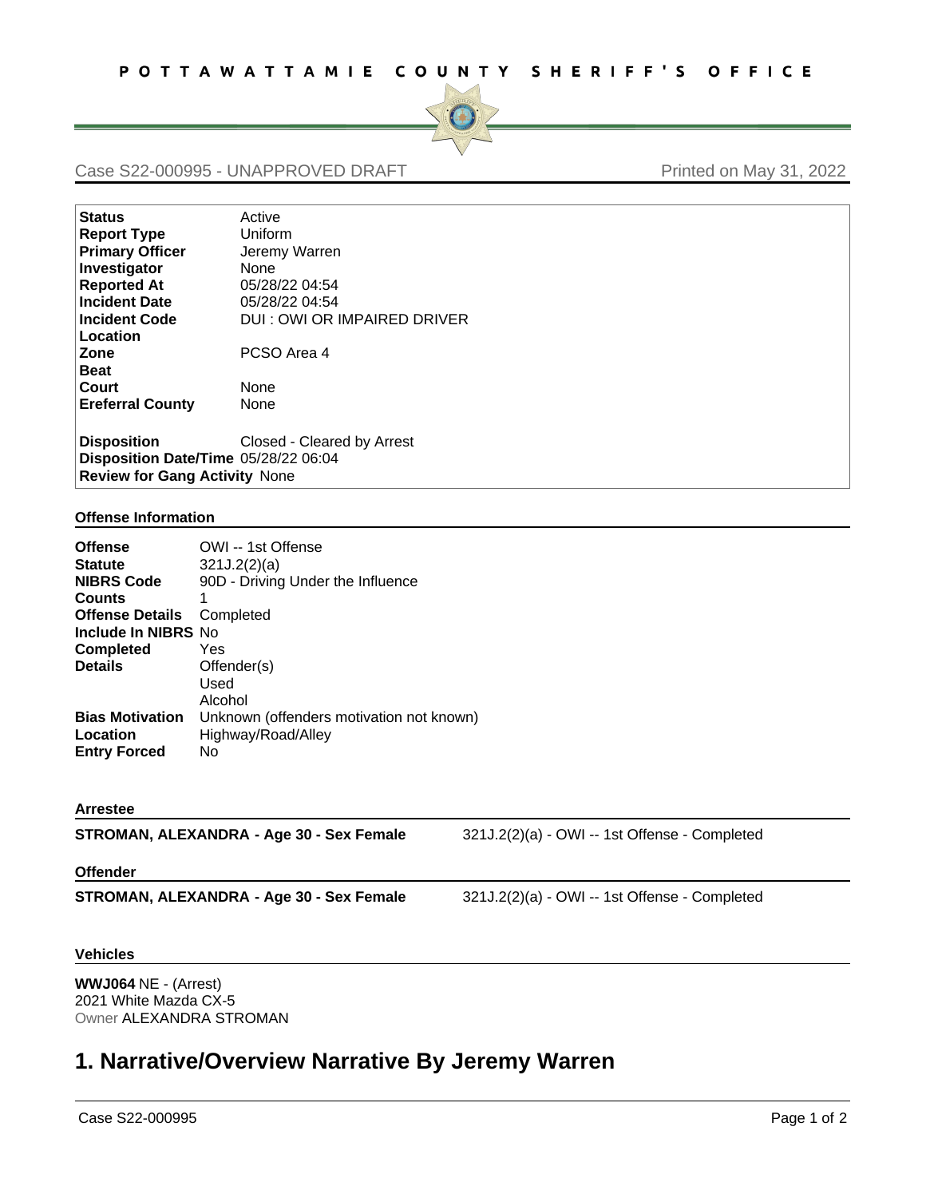# POTTAWATTAMIE COUNTY SHERIFF'S OFFICE

Case S22-000995 - UNAPPROVED DRAFT

Printed on May 31, 2022

| | |
|---|---|
| **Status** | Active |
| **Report Type** | Uniform |
| **Primary Officer** | Jeremy Warren |
| **Investigator** | None |
| **Reported At** | 05/28/22 04:54 |
| **Incident Date** | 05/28/22 04:54 |
| **Incident Code** | DUI : OWI OR IMPAIRED DRIVER |
| **Location** | |
| **Zone** | PCSO Area 4 |
| **Beat** | |
| **Court** | None |
| **Ereferral County** | None |
| **Disposition** | Closed - Cleared by Arrest |
| **Disposition Date/Time** | 05/28/22 06:04 |
| **Review for Gang Activity** | None |

### Offense Information

| | |
|---|---|
| **Offense** | OWI -- 1st Offense |
| **Statute** | 321J.2(2)(a) |
| **NIBRS Code** | 90D - Driving Under the Influence |
| **Counts** | 1 |
| **Offense Details** | Completed |
| **Include In NIBRS** | No |
| **Completed** | Yes |
| **Details** | Offender(s) Used Alcohol |
| **Bias Motivation** | Unknown (offenders motivation not known) |
| **Location** | Highway/Road/Alley |
| **Entry Forced** | No |

### Arrestee

**STROMAN, ALEXANDRA - Age 30 - Sex Female** — 321J.2(2)(a) - OWI -- 1st Offense - Completed

### Offender

**STROMAN, ALEXANDRA - Age 30 - Sex Female** — 321J.2(2)(a) - OWI -- 1st Offense - Completed

### Vehicles

**WWJ064** NE - (Arrest)
2021 White Mazda CX-5
Owner ALEXANDRA STROMAN

# 1. Narrative/Overview Narrative By Jeremy Warren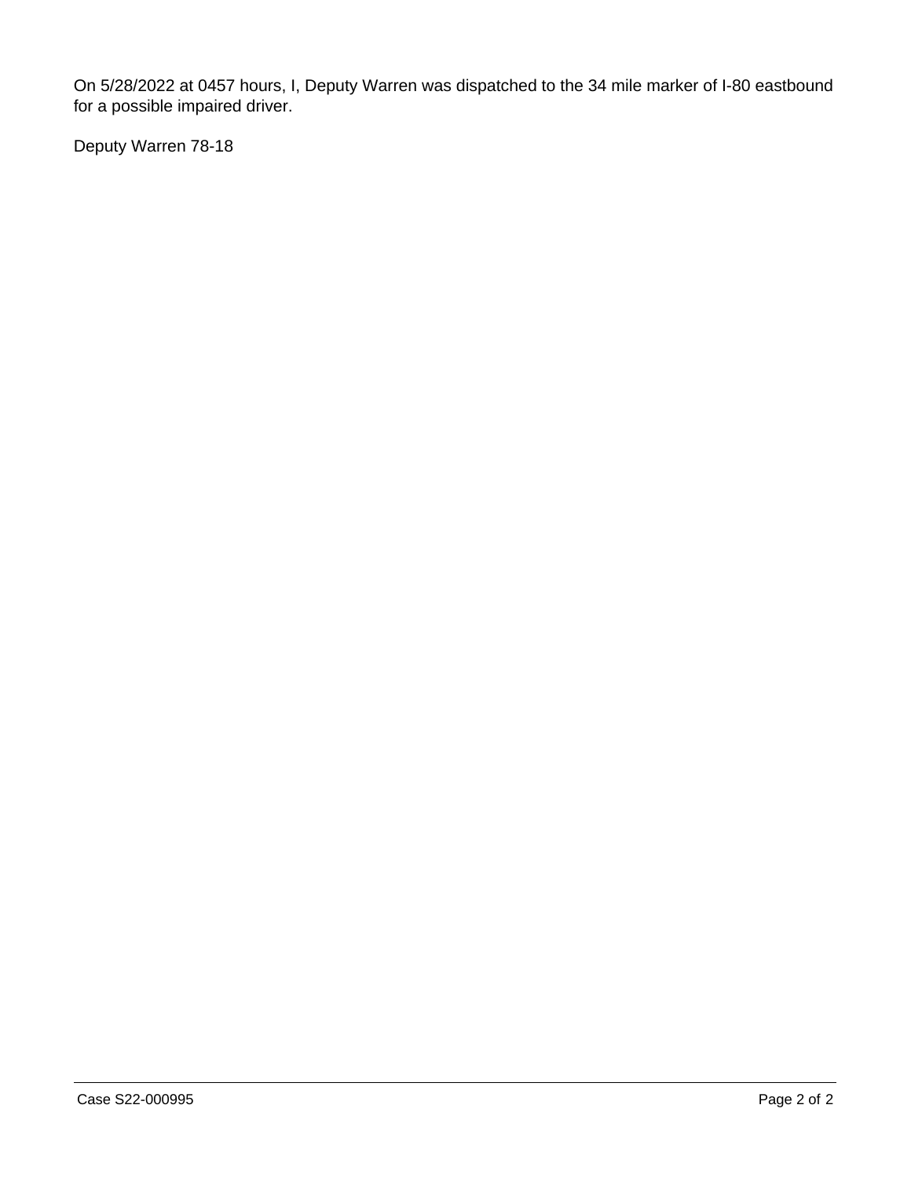On 5/28/2022 at 0457 hours, I, Deputy Warren was dispatched to the 34 mile marker of I-80 eastbound for a possible impaired driver.

Deputy Warren 78-18